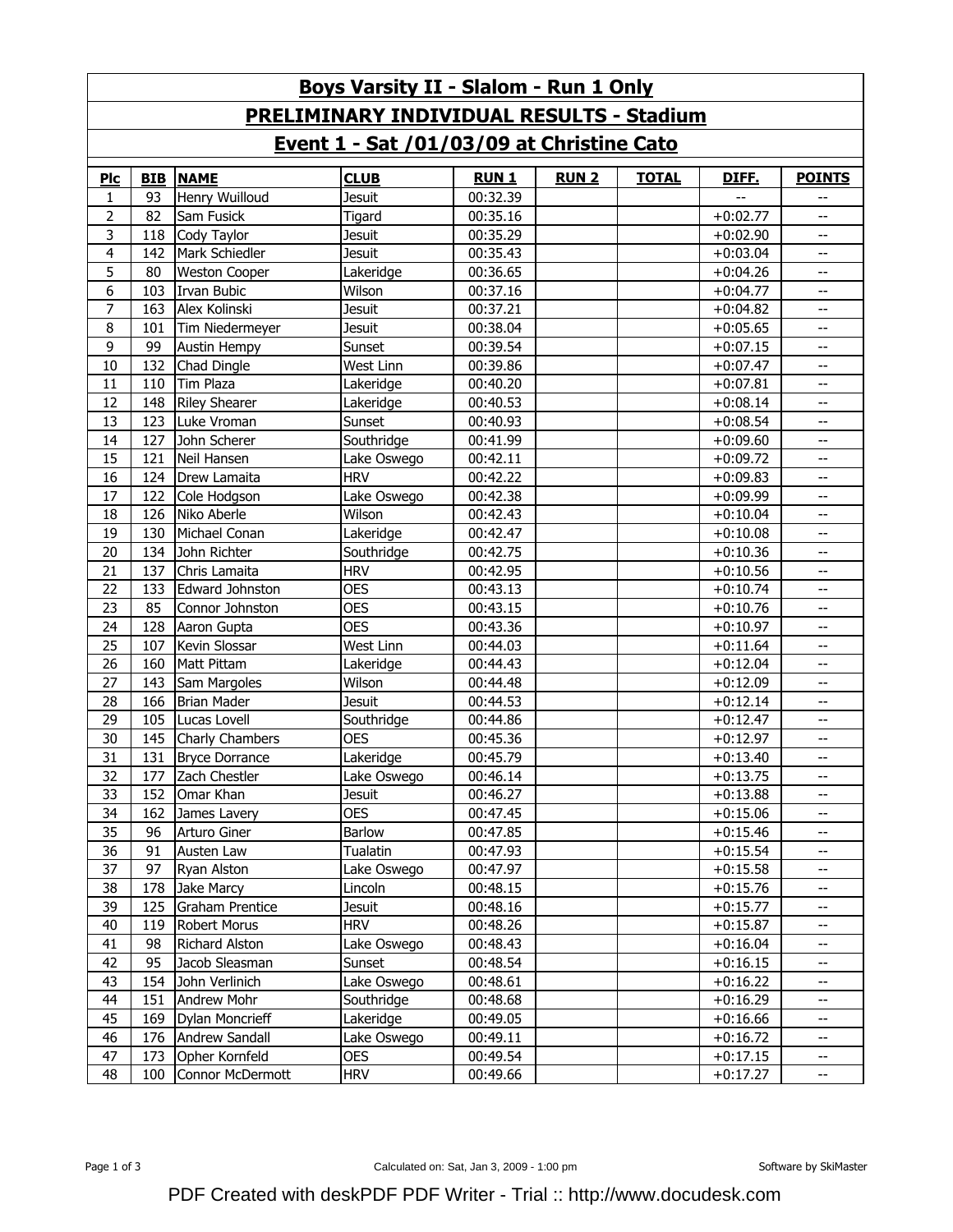# Boys Varsity II - Slalom - Run 1 Only

## PRELIMINARY INDIVIDUAL RESULTS - Stadium

## Event 1 - Sat /01/03/09 at Christine Cato

| Plc | BIB | NAME | CLUB | RUN 1 | RUN 2 | TOTAL | DIFF. | POINTS |
|---|---|---|---|---|---|---|---|---|
| 1 | 93 | Henry Wuilloud | Jesuit | 00:32.39 | | | -- | -- |
| 2 | 82 | Sam Fusick | Tigard | 00:35.16 | | | +0:02.77 | -- |
| 3 | 118 | Cody Taylor | Jesuit | 00:35.29 | | | +0:02.90 | -- |
| 4 | 142 | Mark Schiedler | Jesuit | 00:35.43 | | | +0:03.04 | -- |
| 5 | 80 | Weston Cooper | Lakeridge | 00:36.65 | | | +0:04.26 | -- |
| 6 | 103 | Irvan Bubic | Wilson | 00:37.16 | | | +0:04.77 | -- |
| 7 | 163 | Alex Kolinski | Jesuit | 00:37.21 | | | +0:04.82 | -- |
| 8 | 101 | Tim Niedermeyer | Jesuit | 00:38.04 | | | +0:05.65 | -- |
| 9 | 99 | Austin Hempy | Sunset | 00:39.54 | | | +0:07.15 | -- |
| 10 | 132 | Chad Dingle | West Linn | 00:39.86 | | | +0:07.47 | -- |
| 11 | 110 | Tim Plaza | Lakeridge | 00:40.20 | | | +0:07.81 | -- |
| 12 | 148 | Riley Shearer | Lakeridge | 00:40.53 | | | +0:08.14 | -- |
| 13 | 123 | Luke Vroman | Sunset | 00:40.93 | | | +0:08.54 | -- |
| 14 | 127 | John Scherer | Southridge | 00:41.99 | | | +0:09.60 | -- |
| 15 | 121 | Neil Hansen | Lake Oswego | 00:42.11 | | | +0:09.72 | -- |
| 16 | 124 | Drew Lamaita | HRV | 00:42.22 | | | +0:09.83 | -- |
| 17 | 122 | Cole Hodgson | Lake Oswego | 00:42.38 | | | +0:09.99 | -- |
| 18 | 126 | Niko Aberle | Wilson | 00:42.43 | | | +0:10.04 | -- |
| 19 | 130 | Michael Conan | Lakeridge | 00:42.47 | | | +0:10.08 | -- |
| 20 | 134 | John Richter | Southridge | 00:42.75 | | | +0:10.36 | -- |
| 21 | 137 | Chris Lamaita | HRV | 00:42.95 | | | +0:10.56 | -- |
| 22 | 133 | Edward Johnston | OES | 00:43.13 | | | +0:10.74 | -- |
| 23 | 85 | Connor Johnston | OES | 00:43.15 | | | +0:10.76 | -- |
| 24 | 128 | Aaron Gupta | OES | 00:43.36 | | | +0:10.97 | -- |
| 25 | 107 | Kevin Slossar | West Linn | 00:44.03 | | | +0:11.64 | -- |
| 26 | 160 | Matt Pittam | Lakeridge | 00:44.43 | | | +0:12.04 | -- |
| 27 | 143 | Sam Margoles | Wilson | 00:44.48 | | | +0:12.09 | -- |
| 28 | 166 | Brian Mader | Jesuit | 00:44.53 | | | +0:12.14 | -- |
| 29 | 105 | Lucas Lovell | Southridge | 00:44.86 | | | +0:12.47 | -- |
| 30 | 145 | Charly Chambers | OES | 00:45.36 | | | +0:12.97 | -- |
| 31 | 131 | Bryce Dorrance | Lakeridge | 00:45.79 | | | +0:13.40 | -- |
| 32 | 177 | Zach Chestler | Lake Oswego | 00:46.14 | | | +0:13.75 | -- |
| 33 | 152 | Omar Khan | Jesuit | 00:46.27 | | | +0:13.88 | -- |
| 34 | 162 | James Lavery | OES | 00:47.45 | | | +0:15.06 | -- |
| 35 | 96 | Arturo Giner | Barlow | 00:47.85 | | | +0:15.46 | -- |
| 36 | 91 | Austen Law | Tualatin | 00:47.93 | | | +0:15.54 | -- |
| 37 | 97 | Ryan Alston | Lake Oswego | 00:47.97 | | | +0:15.58 | -- |
| 38 | 178 | Jake Marcy | Lincoln | 00:48.15 | | | +0:15.76 | -- |
| 39 | 125 | Graham Prentice | Jesuit | 00:48.16 | | | +0:15.77 | -- |
| 40 | 119 | Robert Morus | HRV | 00:48.26 | | | +0:15.87 | -- |
| 41 | 98 | Richard Alston | Lake Oswego | 00:48.43 | | | +0:16.04 | -- |
| 42 | 95 | Jacob Sleasman | Sunset | 00:48.54 | | | +0:16.15 | -- |
| 43 | 154 | John Verlinich | Lake Oswego | 00:48.61 | | | +0:16.22 | -- |
| 44 | 151 | Andrew Mohr | Southridge | 00:48.68 | | | +0:16.29 | -- |
| 45 | 169 | Dylan Moncrieff | Lakeridge | 00:49.05 | | | +0:16.66 | -- |
| 46 | 176 | Andrew Sandall | Lake Oswego | 00:49.11 | | | +0:16.72 | -- |
| 47 | 173 | Opher Kornfeld | OES | 00:49.54 | | | +0:17.15 | -- |
| 48 | 100 | Connor McDermott | HRV | 00:49.66 | | | +0:17.27 | -- |

Calculated on: Sat, Jan 3, 2009 - 1:00 pm

Software by SkiMaster

PDF Created with deskPDF PDF Writer - Trial :: http://www.docudesk.com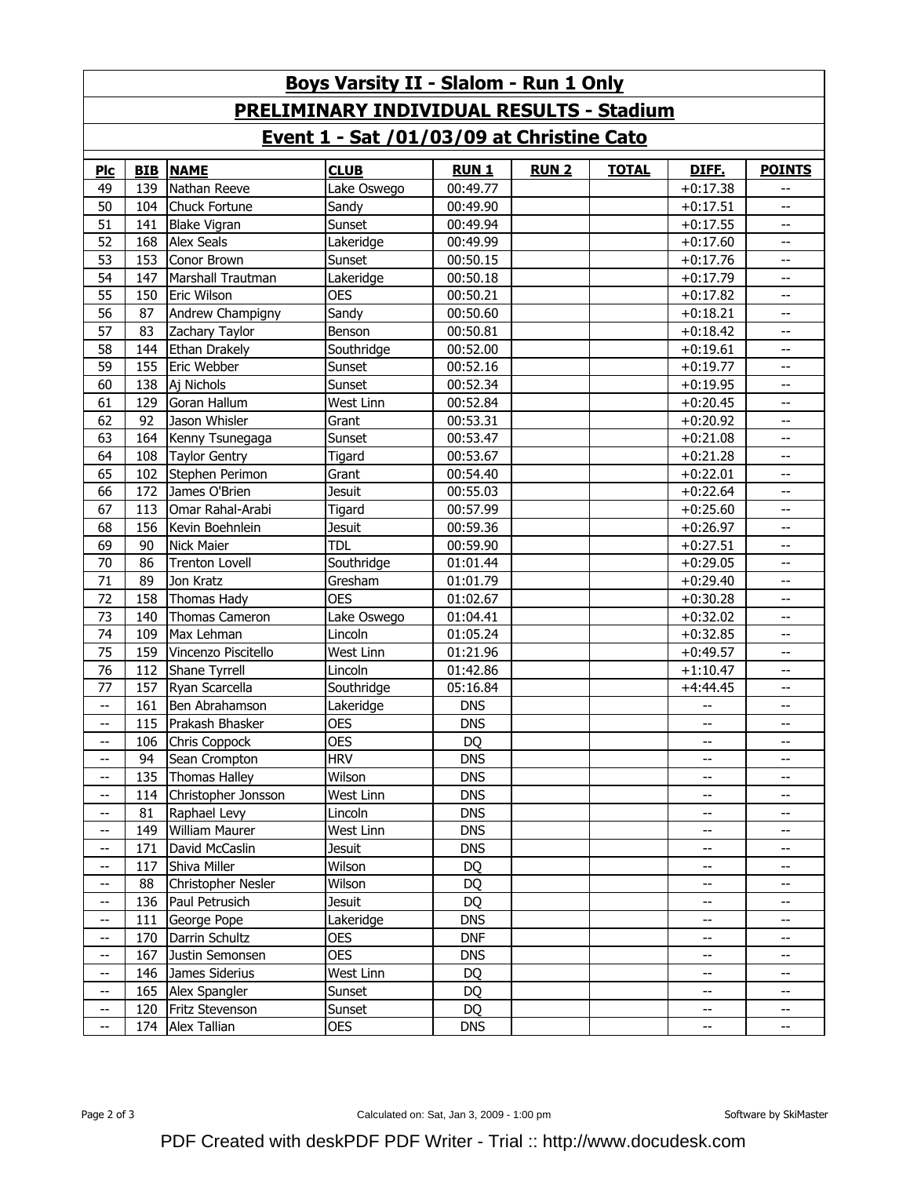# Boys Varsity II - Slalom - Run 1 Only

## PRELIMINARY INDIVIDUAL RESULTS - Stadium

## Event 1 - Sat /01/03/09 at Christine Cato

| Plc | BIB | NAME | CLUB | RUN 1 | RUN 2 | TOTAL | DIFF. | POINTS |
|---|---|---|---|---|---|---|---|---|
| 49 | 139 | Nathan Reeve | Lake Oswego | 00:49.77 | | | +0:17.38 | -- |
| 50 | 104 | Chuck Fortune | Sandy | 00:49.90 | | | +0:17.51 | -- |
| 51 | 141 | Blake Vigran | Sunset | 00:49.94 | | | +0:17.55 | -- |
| 52 | 168 | Alex Seals | Lakeridge | 00:49.99 | | | +0:17.60 | -- |
| 53 | 153 | Conor Brown | Sunset | 00:50.15 | | | +0:17.76 | -- |
| 54 | 147 | Marshall Trautman | Lakeridge | 00:50.18 | | | +0:17.79 | -- |
| 55 | 150 | Eric Wilson | OES | 00:50.21 | | | +0:17.82 | -- |
| 56 | 87 | Andrew Champigny | Sandy | 00:50.60 | | | +0:18.21 | -- |
| 57 | 83 | Zachary Taylor | Benson | 00:50.81 | | | +0:18.42 | -- |
| 58 | 144 | Ethan Drakely | Southridge | 00:52.00 | | | +0:19.61 | -- |
| 59 | 155 | Eric Webber | Sunset | 00:52.16 | | | +0:19.77 | -- |
| 60 | 138 | Aj Nichols | Sunset | 00:52.34 | | | +0:19.95 | -- |
| 61 | 129 | Goran Hallum | West Linn | 00:52.84 | | | +0:20.45 | -- |
| 62 | 92 | Jason Whisler | Grant | 00:53.31 | | | +0:20.92 | -- |
| 63 | 164 | Kenny Tsunegaga | Sunset | 00:53.47 | | | +0:21.08 | -- |
| 64 | 108 | Taylor Gentry | Tigard | 00:53.67 | | | +0:21.28 | -- |
| 65 | 102 | Stephen Perimon | Grant | 00:54.40 | | | +0:22.01 | -- |
| 66 | 172 | James O'Brien | Jesuit | 00:55.03 | | | +0:22.64 | -- |
| 67 | 113 | Omar Rahal-Arabi | Tigard | 00:57.99 | | | +0:25.60 | -- |
| 68 | 156 | Kevin Boehnlein | Jesuit | 00:59.36 | | | +0:26.97 | -- |
| 69 | 90 | Nick Maier | TDL | 00:59.90 | | | +0:27.51 | -- |
| 70 | 86 | Trenton Lovell | Southridge | 01:01.44 | | | +0:29.05 | -- |
| 71 | 89 | Jon Kratz | Gresham | 01:01.79 | | | +0:29.40 | -- |
| 72 | 158 | Thomas Hady | OES | 01:02.67 | | | +0:30.28 | -- |
| 73 | 140 | Thomas Cameron | Lake Oswego | 01:04.41 | | | +0:32.02 | -- |
| 74 | 109 | Max Lehman | Lincoln | 01:05.24 | | | +0:32.85 | -- |
| 75 | 159 | Vincenzo Piscitello | West Linn | 01:21.96 | | | +0:49.57 | -- |
| 76 | 112 | Shane Tyrrell | Lincoln | 01:42.86 | | | +1:10.47 | -- |
| 77 | 157 | Ryan Scarcella | Southridge | 05:16.84 | | | +4:44.45 | -- |
| -- | 161 | Ben Abrahamson | Lakeridge | DNS | | | -- | -- |
| -- | 115 | Prakash Bhasker | OES | DNS | | | -- | -- |
| -- | 106 | Chris Coppock | OES | DQ | | | -- | -- |
| -- | 94 | Sean Crompton | HRV | DNS | | | -- | -- |
| -- | 135 | Thomas Halley | Wilson | DNS | | | -- | -- |
| -- | 114 | Christopher Jonsson | West Linn | DNS | | | -- | -- |
| -- | 81 | Raphael Levy | Lincoln | DNS | | | -- | -- |
| -- | 149 | William Maurer | West Linn | DNS | | | -- | -- |
| -- | 171 | David McCaslin | Jesuit | DNS | | | -- | -- |
| -- | 117 | Shiva Miller | Wilson | DQ | | | -- | -- |
| -- | 88 | Christopher Nesler | Wilson | DQ | | | -- | -- |
| -- | 136 | Paul Petrusich | Jesuit | DQ | | | -- | -- |
| -- | 111 | George Pope | Lakeridge | DNS | | | -- | -- |
| -- | 170 | Darrin Schultz | OES | DNF | | | -- | -- |
| -- | 167 | Justin Semonsen | OES | DNS | | | -- | -- |
| -- | 146 | James Siderius | West Linn | DQ | | | -- | -- |
| -- | 165 | Alex Spangler | Sunset | DQ | | | -- | -- |
| -- | 120 | Fritz Stevenson | Sunset | DQ | | | -- | -- |
| -- | 174 | Alex Tallian | OES | DNS | | | -- | -- |

Calculated on: Sat, Jan 3, 2009 - 1:00 pm

Software by SkiMaster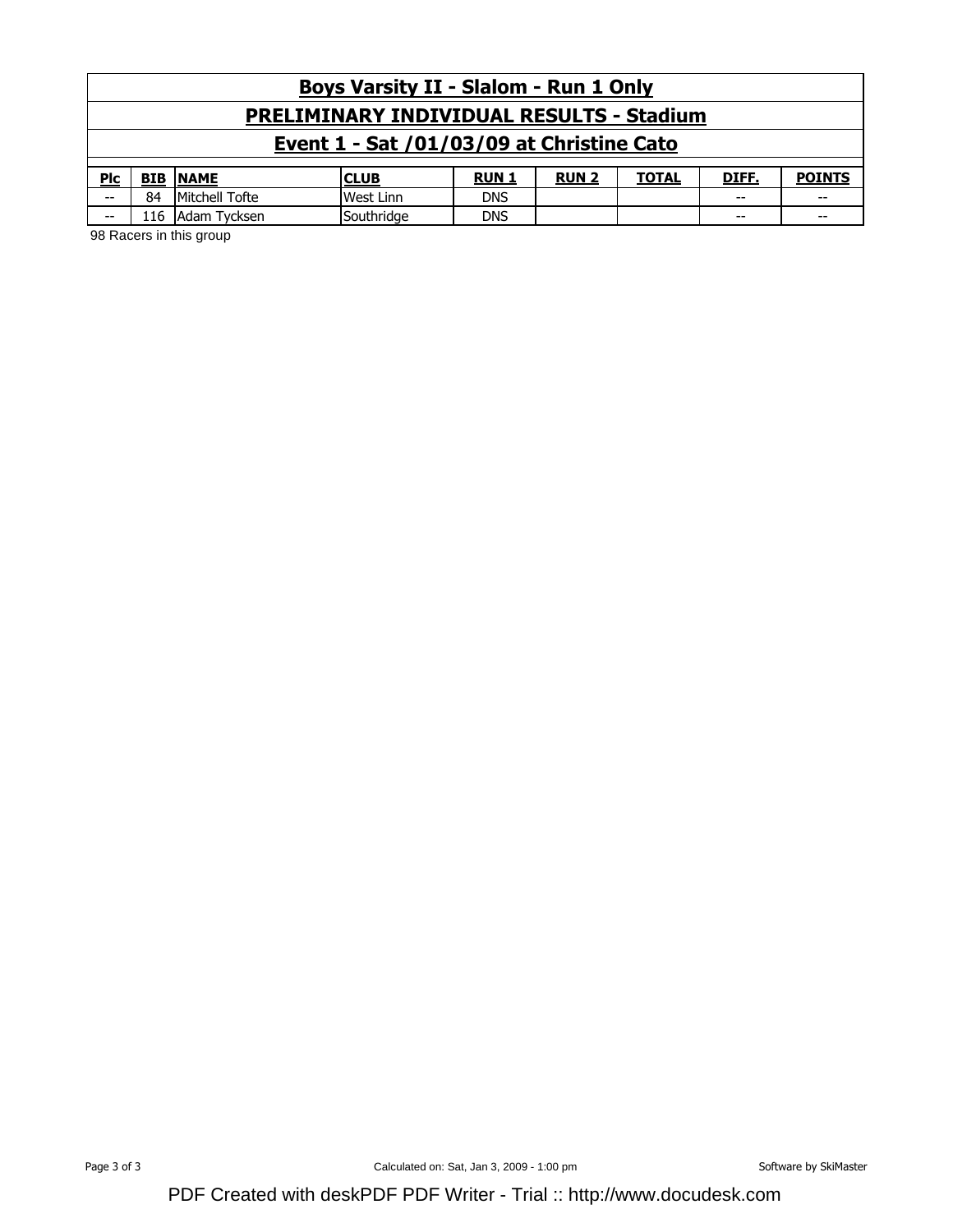# Boys Varsity II - Slalom - Run 1 Only

## PRELIMINARY INDIVIDUAL RESULTS - Stadium

## Event 1 - Sat /01/03/09 at Christine Cato

| Plc | BIB | NAME | CLUB | RUN 1 | RUN 2 | TOTAL | DIFF. | POINTS |
|---|---|---|---|---|---|---|---|---|
| -- | 84 | Mitchell Tofte | West Linn | DNS | | | -- | -- |
| -- | 116 | Adam Tycksen | Southridge | DNS | | | -- | -- |

98 Racers in this group

Calculated on: Sat, Jan 3, 2009 - 1:00 pm

Software by SkiMaster

PDF Created with deskPDF PDF Writer - Trial :: http://www.docudesk.com